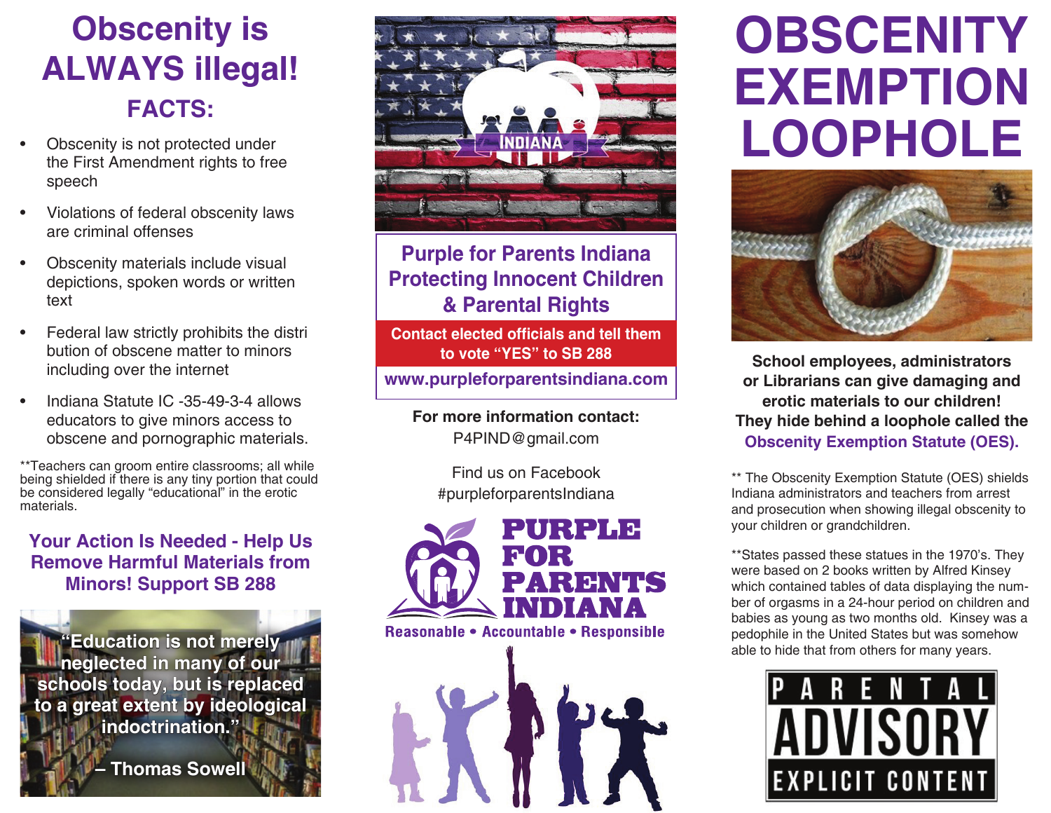# Obscenity is ALWAYS illegal!

## FACTS:

- Obscenity is not protected under the First Amendment rights to free speech
- Violations of federal obscenity laws are criminal offenses
- Obscenity materials include visual depictions, spoken words or written text
- Federal law strictly prohibits the distri bution of obscene matter to minors including over the internet
- Indiana Statute IC -35-49-3-4 allows educators to give minors access to obscene and pornographic materials.

**Teachers can groom entire classrooms; all while being shielded if there is any tiny portion that could be considered legally "educational" in the erotic materials.

### Your Action Is Needed - Help Us Remove Harmful Materials from Minors! Support SB 288

**"Education is not merely neglected in many of our schools today, but is replaced to a great extent by ideological indoctrination."**

**– Thomas Sowell**

INDIANA

## Purple for Parents Indiana Protecting Innocent Children & Parental Rights

**Contact elected officials and tell them to vote "YES" to SB 288**

**www.purpleforparentsindiana.com**

**For more information contact:**
P4PIND@gmail.com

Find us on Facebook
#purpleforparentsIndiana

**PURPLE FOR PARENTS INDIANA**

**Reasonable • Accountable • Responsible**

# OBSCENITY EXEMPTION LOOPHOLE

**School employees, administrators or Librarians can give damaging and erotic materials to our children! They hide behind a loophole called the Obscenity Exemption Statute (OES).**

** The Obscenity Exemption Statute (OES) shields Indiana administrators and teachers from arrest and prosecution when showing illegal obscenity to your children or grandchildren.

**States passed these statues in the 1970's. They were based on 2 books written by Alfred Kinsey which contained tables of data displaying the number of orgasms in a 24-hour period on children and babies as young as two months old. Kinsey was a pedophile in the United States but was somehow able to hide that from others for many years.

PARENTAL ADVISORY EXPLICIT CONTENT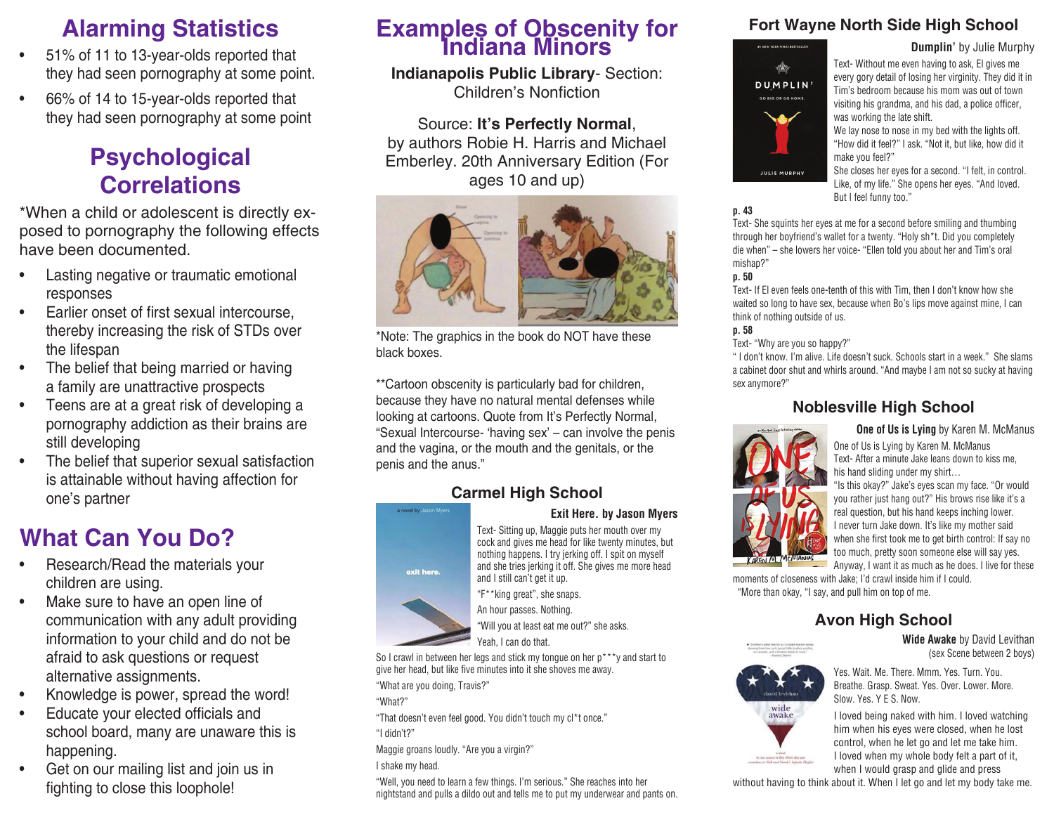# Alarming Statistics

- 51% of 11 to 13-year-olds reported that they had seen pornography at some point.
- 66% of 14 to 15-year-olds reported that they had seen pornography at some point

# Psychological Correlations

*When a child or adolescent is directly exposed to pornography the following effects have been documented.

- Lasting negative or traumatic emotional responses
- Earlier onset of first sexual intercourse, thereby increasing the risk of STDs over the lifespan
- The belief that being married or having a family are unattractive prospects
- Teens are at a great risk of developing a pornography addiction as their brains are still developing
- The belief that superior sexual satisfaction is attainable without having affection for one's partner

# What Can You Do?

- Research/Read the materials your children are using.
- Make sure to have an open line of communication with any adult providing information to your child and do not be afraid to ask questions or request alternative assignments.
- Knowledge is power, spread the word!
- Educate your elected officials and school board, many are unaware this is happening.
- Get on our mailing list and join us in fighting to close this loophole!

# Examples of Obscenity for Indiana Minors

**Indianapolis Public Library**- Section: Children's Nonfiction

Source: **It's Perfectly Normal**, by authors Robie H. Harris and Michael Emberley. 20th Anniversary Edition (For ages 10 and up)

*Note: The graphics in the book do NOT have these black boxes.

**Cartoon obscenity is particularly bad for children, because they have no natural mental defenses while looking at cartoons. Quote from It's Perfectly Normal, "Sexual Intercourse- 'having sex' – can involve the penis and the vagina, or the mouth and the genitals, or the penis and the anus."

## Carmel High School

**Exit Here.** by Jason Myers

Text- Sitting up, Maggie puts her mouth over my cock and gives me head for like twenty minutes, but nothing happens. I try jerking off. I spit on myself and she tries jerking it off. She gives me more head and I still can't get it up.

"F**king great", she snaps.

An hour passes. Nothing.

"Will you at least eat me out?" she asks.

Yeah, I can do that.

So I crawl in between her legs and stick my tongue on her p***y and start to give her head, but like five minutes into it she shoves me away.

"What are you doing, Travis?"

"What?"

"That doesn't even feel good. You didn't touch my cl*t once."

"I didn't?"

Maggie groans loudly. "Are you a virgin?"

I shake my head.

"Well, you need to learn a few things. I'm serious." She reaches into her nightstand and pulls a dildo out and tells me to put my underwear and pants on.

## Fort Wayne North Side High School

**Dumplin'** by Julie Murphy

Text- Without me even having to ask, El gives me every gory detail of losing her virginity. They did it in Tim's bedroom because his mom was out of town visiting his grandma, and his dad, a police officer, was working the late shift.

We lay nose to nose in my bed with the lights off. "How did it feel?" I ask. "Not it, but like, how did it make you feel?"

She closes her eyes for a second. "I felt, in control. Like, of my life." She opens her eyes. "And loved. But I feel funny too."

**p. 43**

Text- She squints her eyes at me for a second before smiling and thumbing through her boyfriend's wallet for a twenty. "Holy sh*t. Did you completely die when" – she lowers her voice- "Ellen told you about her and Tim's oral mishap?"

**p. 50**

Text- If El even feels one-tenth of this with Tim, then I don't know how she waited so long to have sex, because when Bo's lips move against mine, I can think of nothing outside of us.

**p. 58**

Text- "Why are you so happy?"

" I don't know. I'm alive. Life doesn't suck. Schools start in a week." She slams a cabinet door shut and whirls around. "And maybe I am not so sucky at having sex anymore?"

## Noblesville High School

**One of Us is Lying** by Karen M. McManus

One of Us is Lying by Karen M. McManus

Text- After a minute Jake leans down to kiss me, his hand sliding under my shirt…

"Is this okay?" Jake's eyes scan my face. "Or would you rather just hang out?" His brows rise like it's a real question, but his hand keeps inching lower. I never turn Jake down. It's like my mother said when she first took me to get birth control: If say no too much, pretty soon someone else will say yes. Anyway, I want it as much as he does. I live for these moments of closeness with Jake; I'd crawl inside him if I could.

"More than okay, "I say, and pull him on top of me.

## Avon High School

**Wide Awake** by David Levithan
(sex Scene between 2 boys)

Yes. Wait. Me. There. Mmm. Yes. Turn. You. Breathe. Grasp. Sweat. Yes. Over. Lower. More. Slow. Yes. Y E S. Now.

I loved being naked with him. I loved watching him when his eyes were closed, when he lost control, when he let go and let me take him. I loved when my whole body felt a part of it, when I would grasp and glide and press without having to think about it. When I let go and let my body take me.